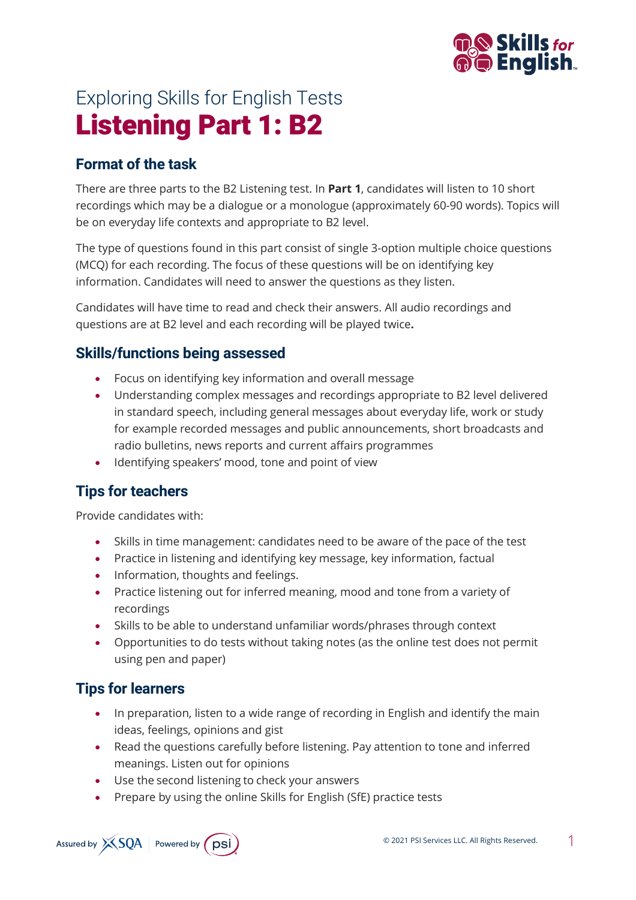# Exploring Skills for English Tests

# Listening Part 1: B2

## Format of the task

There are three parts to the B2 Listening test. In **Part 1**, candidates will listen to 10 short recordings which may be a dialogue or a monologue (approximately 60-90 words). Topics will be on everyday life contexts and appropriate to B2 level.

The type of questions found in this part consist of single 3-option multiple choice questions (MCQ) for each recording. The focus of these questions will be on identifying key information. Candidates will need to answer the questions as they listen.

Candidates will have time to read and check their answers. All audio recordings and questions are at B2 level and each recording will be played twice**.**

## Skills/functions being assessed

- Focus on identifying key information and overall message
- Understanding complex messages and recordings appropriate to B2 level delivered in standard speech, including general messages about everyday life, work or study for example recorded messages and public announcements, short broadcasts and radio bulletins, news reports and current affairs programmes
- Identifying speakers' mood, tone and point of view

## Tips for teachers

Provide candidates with:

- Skills in time management: candidates need to be aware of the pace of the test
- Practice in listening and identifying key message, key information, factual
- Information, thoughts and feelings.
- Practice listening out for inferred meaning, mood and tone from a variety of recordings
- Skills to be able to understand unfamiliar words/phrases through context
- Opportunities to do tests without taking notes (as the online test does not permit using pen and paper)

## Tips for learners

- In preparation, listen to a wide range of recording in English and identify the main ideas, feelings, opinions and gist
- Read the questions carefully before listening. Pay attention to tone and inferred meanings. Listen out for opinions
- Use the second listening to check your answers
- Prepare by using the online Skills for English (SfE) practice tests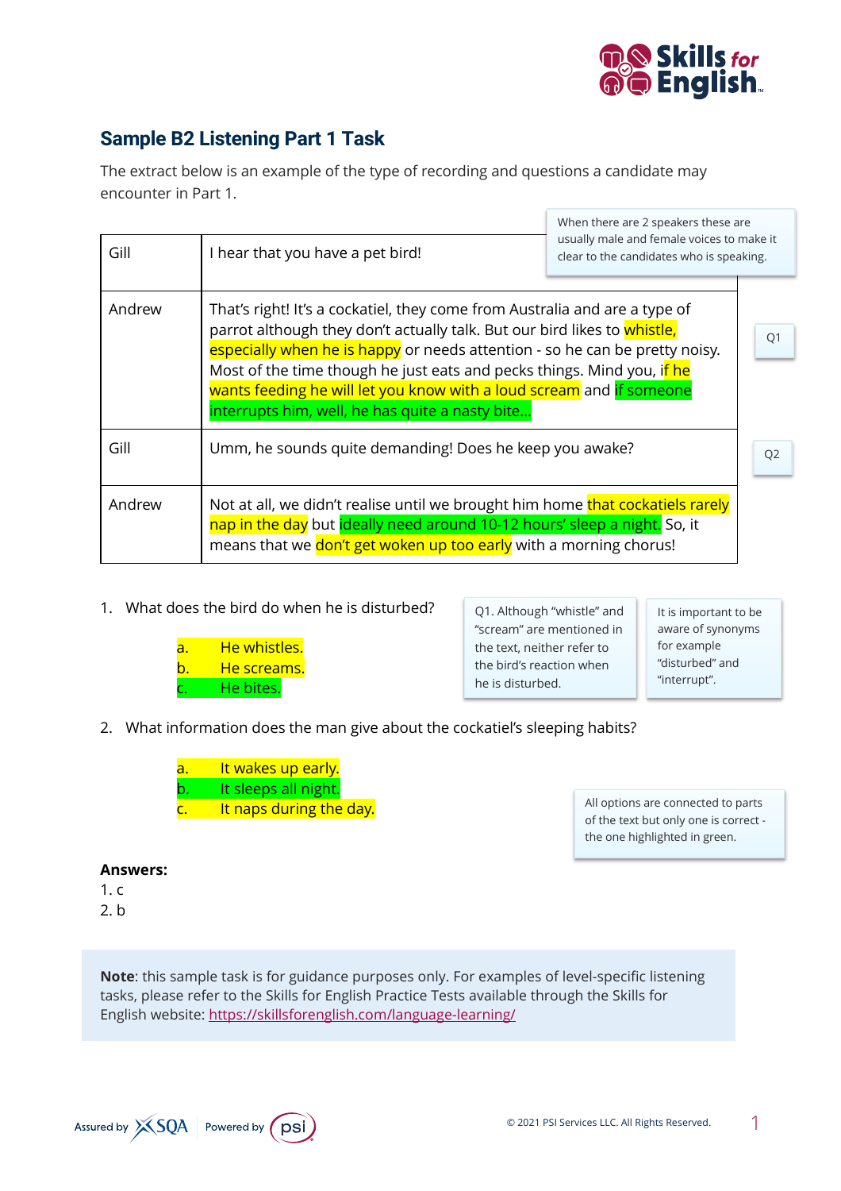## Sample B2 Listening Part 1 Task

The extract below is an example of the type of recording and questions a candidate may encounter in Part 1.

When there are 2 speakers these are usually male and female voices to make it clear to the candidates who is speaking.

| | |
|---|---|
| Gill | I hear that you have a pet bird! |
| Andrew | That's right! It's a cockatiel, they come from Australia and are a type of parrot although they don't actually talk. But our bird likes to whistle, especially when he is happy or needs attention - so he can be pretty noisy. Most of the time though he just eats and pecks things. Mind you, if he wants feeding he will let you know with a loud scream and if someone interrupts him, well, he has quite a nasty bite... |
| Gill | Umm, he sounds quite demanding! Does he keep you awake? |
| Andrew | Not at all, we didn't realise until we brought him home that cockatiels rarely nap in the day but ideally need around 10-12 hours' sleep a night. So, it means that we don't get woken up too early with a morning chorus! |

Q1

Q2

1. What does the bird do when he is disturbed?

   a. He whistles.
   b. He screams.
   c. He bites.

Q1. Although "whistle" and "scream" are mentioned in the text, neither refer to the bird's reaction when he is disturbed.

It is important to be aware of synonyms for example "disturbed" and "interrupt".

2. What information does the man give about the cockatiel's sleeping habits?

   a. It wakes up early.
   b. It sleeps all night.
   c. It naps during the day.

All options are connected to parts of the text but only one is correct - the one highlighted in green.

**Answers:**
1. c
2. b

**Note**: this sample task is for guidance purposes only. For examples of level-specific listening tasks, please refer to the Skills for English Practice Tests available through the Skills for English website: https://skillsforenglish.com/language-learning/

Assured by SQA Powered by psi

© 2021 PSI Services LLC. All Rights Reserved.